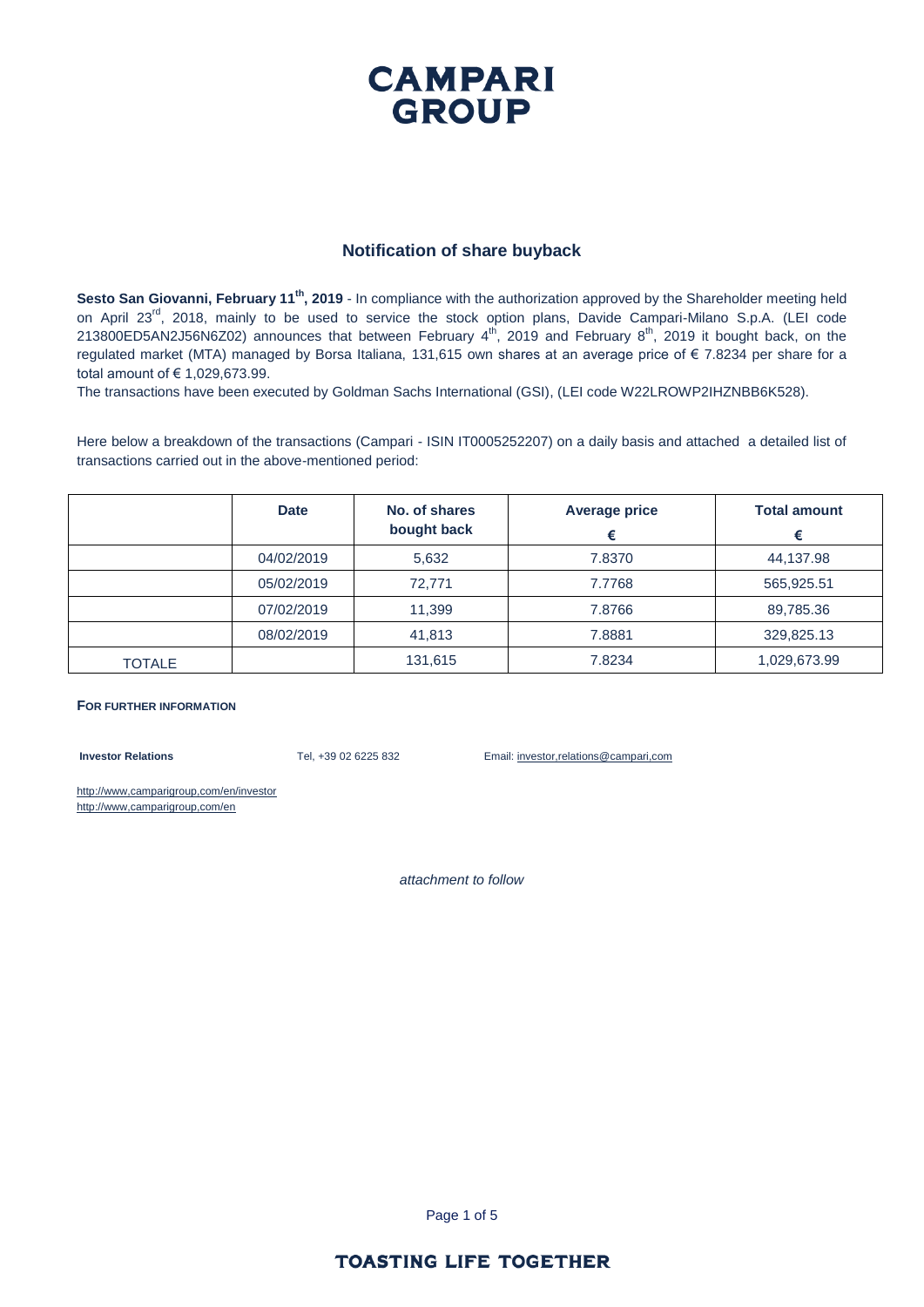# CAMPARI GROUP

## Notification of share buyback

**Sesto San Giovanni, February 11th, 2019** - In compliance with the authorization approved by the Shareholder meeting held on April 23rd, 2018, mainly to be used to service the stock option plans, Davide Campari-Milano S.p.A. (LEI code 213800ED5AN2J56N6Z02) announces that between February 4th, 2019 and February 8th, 2019 it bought back, on the regulated market (MTA) managed by Borsa Italiana, 131,615 own shares at an average price of € 7.8234 per share for a total amount of € 1,029,673.99.

The transactions have been executed by Goldman Sachs International (GSI), (LEI code W22LROWP2IHZNBB6K528).

Here below a breakdown of the transactions (Campari - ISIN IT0005252207) on a daily basis and attached a detailed list of transactions carried out in the above-mentioned period:

| | Date | No. of shares bought back | Average price € | Total amount € |
|---|---|---|---|---|
| | 04/02/2019 | 5,632 | 7.8370 | 44,137.98 |
| | 05/02/2019 | 72,771 | 7.7768 | 565,925.51 |
| | 07/02/2019 | 11,399 | 7.8766 | 89,785.36 |
| | 08/02/2019 | 41,813 | 7.8881 | 329,825.13 |
| TOTALE | | 131,615 | 7.8234 | 1,029,673.99 |

**FOR FURTHER INFORMATION**

**Investor Relations** Tel, +39 02 6225 832 Email: investor,relations@campari,com

http://www,camparigroup,com/en/investor
http://www,camparigroup,com/en

*attachment to follow*

**TOASTING LIFE TOGETHER**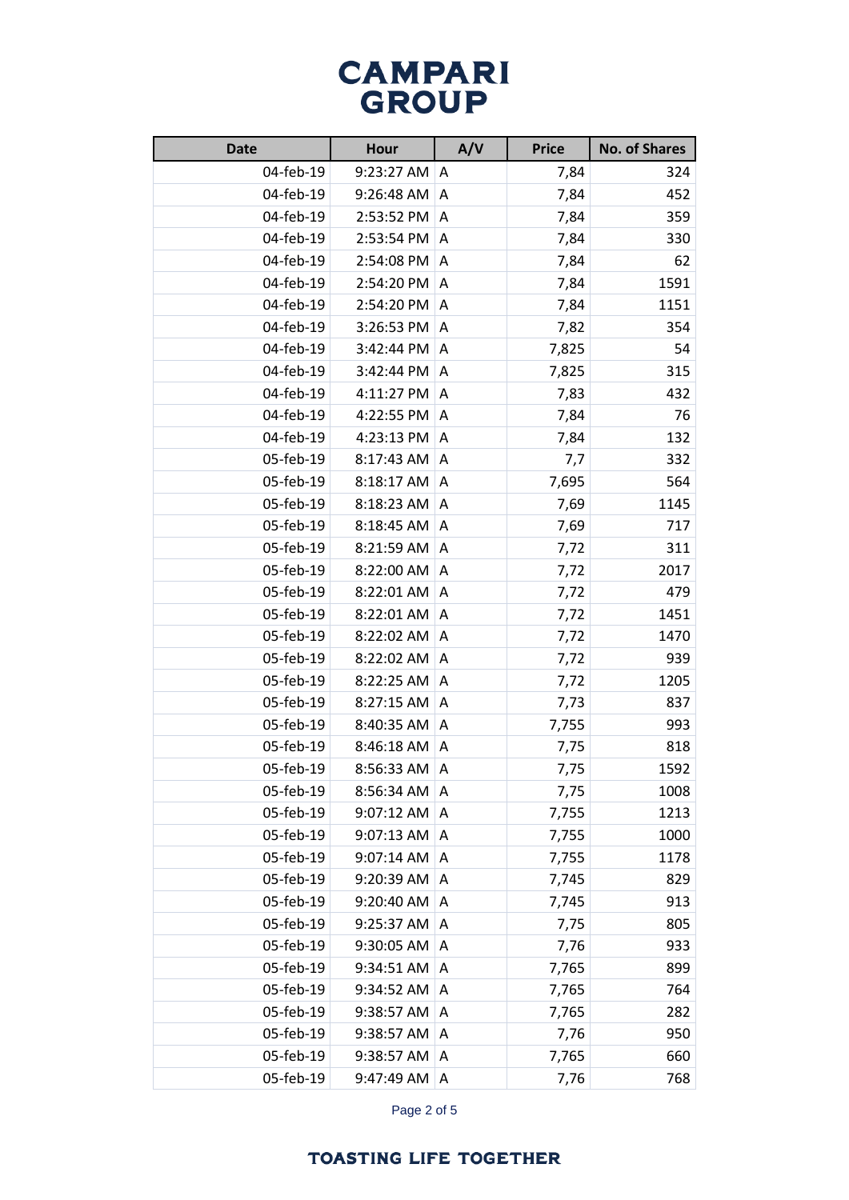# CAMPARI GROUP

| Date | Hour | A/V | Price | No. of Shares |
|---|---|---|---|---|
| 04-feb-19 | 9:23:27 AM | A | 7,84 | 324 |
| 04-feb-19 | 9:26:48 AM | A | 7,84 | 452 |
| 04-feb-19 | 2:53:52 PM | A | 7,84 | 359 |
| 04-feb-19 | 2:53:54 PM | A | 7,84 | 330 |
| 04-feb-19 | 2:54:08 PM | A | 7,84 | 62 |
| 04-feb-19 | 2:54:20 PM | A | 7,84 | 1591 |
| 04-feb-19 | 2:54:20 PM | A | 7,84 | 1151 |
| 04-feb-19 | 3:26:53 PM | A | 7,82 | 354 |
| 04-feb-19 | 3:42:44 PM | A | 7,825 | 54 |
| 04-feb-19 | 3:42:44 PM | A | 7,825 | 315 |
| 04-feb-19 | 4:11:27 PM | A | 7,83 | 432 |
| 04-feb-19 | 4:22:55 PM | A | 7,84 | 76 |
| 04-feb-19 | 4:23:13 PM | A | 7,84 | 132 |
| 05-feb-19 | 8:17:43 AM | A | 7,7 | 332 |
| 05-feb-19 | 8:18:17 AM | A | 7,695 | 564 |
| 05-feb-19 | 8:18:23 AM | A | 7,69 | 1145 |
| 05-feb-19 | 8:18:45 AM | A | 7,69 | 717 |
| 05-feb-19 | 8:21:59 AM | A | 7,72 | 311 |
| 05-feb-19 | 8:22:00 AM | A | 7,72 | 2017 |
| 05-feb-19 | 8:22:01 AM | A | 7,72 | 479 |
| 05-feb-19 | 8:22:01 AM | A | 7,72 | 1451 |
| 05-feb-19 | 8:22:02 AM | A | 7,72 | 1470 |
| 05-feb-19 | 8:22:02 AM | A | 7,72 | 939 |
| 05-feb-19 | 8:22:25 AM | A | 7,72 | 1205 |
| 05-feb-19 | 8:27:15 AM | A | 7,73 | 837 |
| 05-feb-19 | 8:40:35 AM | A | 7,755 | 993 |
| 05-feb-19 | 8:46:18 AM | A | 7,75 | 818 |
| 05-feb-19 | 8:56:33 AM | A | 7,75 | 1592 |
| 05-feb-19 | 8:56:34 AM | A | 7,75 | 1008 |
| 05-feb-19 | 9:07:12 AM | A | 7,755 | 1213 |
| 05-feb-19 | 9:07:13 AM | A | 7,755 | 1000 |
| 05-feb-19 | 9:07:14 AM | A | 7,755 | 1178 |
| 05-feb-19 | 9:20:39 AM | A | 7,745 | 829 |
| 05-feb-19 | 9:20:40 AM | A | 7,745 | 913 |
| 05-feb-19 | 9:25:37 AM | A | 7,75 | 805 |
| 05-feb-19 | 9:30:05 AM | A | 7,76 | 933 |
| 05-feb-19 | 9:34:51 AM | A | 7,765 | 899 |
| 05-feb-19 | 9:34:52 AM | A | 7,765 | 764 |
| 05-feb-19 | 9:38:57 AM | A | 7,765 | 282 |
| 05-feb-19 | 9:38:57 AM | A | 7,76 | 950 |
| 05-feb-19 | 9:38:57 AM | A | 7,765 | 660 |
| 05-feb-19 | 9:47:49 AM | A | 7,76 | 768 |

TOASTING LIFE TOGETHER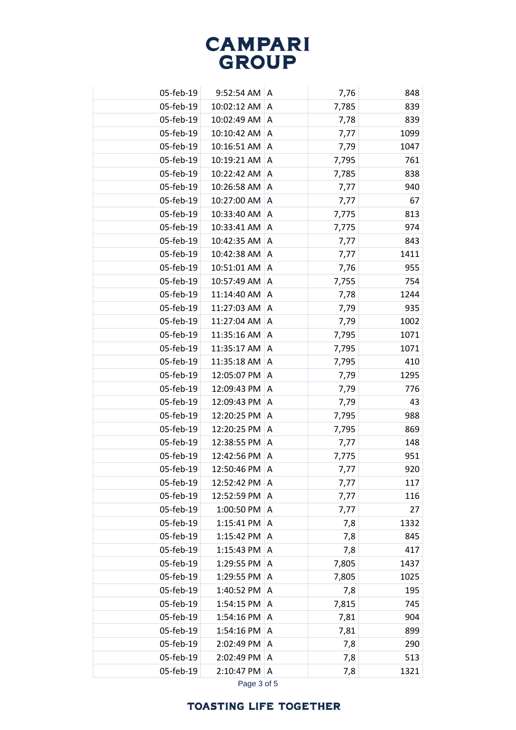| | | | | |
|---|---|---|---|---|
| 05-feb-19 | 9:52:54 AM | A | 7,76 | 848 |
| 05-feb-19 | 10:02:12 AM | A | 7,785 | 839 |
| 05-feb-19 | 10:02:49 AM | A | 7,78 | 839 |
| 05-feb-19 | 10:10:42 AM | A | 7,77 | 1099 |
| 05-feb-19 | 10:16:51 AM | A | 7,79 | 1047 |
| 05-feb-19 | 10:19:21 AM | A | 7,795 | 761 |
| 05-feb-19 | 10:22:42 AM | A | 7,785 | 838 |
| 05-feb-19 | 10:26:58 AM | A | 7,77 | 940 |
| 05-feb-19 | 10:27:00 AM | A | 7,77 | 67 |
| 05-feb-19 | 10:33:40 AM | A | 7,775 | 813 |
| 05-feb-19 | 10:33:41 AM | A | 7,775 | 974 |
| 05-feb-19 | 10:42:35 AM | A | 7,77 | 843 |
| 05-feb-19 | 10:42:38 AM | A | 7,77 | 1411 |
| 05-feb-19 | 10:51:01 AM | A | 7,76 | 955 |
| 05-feb-19 | 10:57:49 AM | A | 7,755 | 754 |
| 05-feb-19 | 11:14:40 AM | A | 7,78 | 1244 |
| 05-feb-19 | 11:27:03 AM | A | 7,79 | 935 |
| 05-feb-19 | 11:27:04 AM | A | 7,79 | 1002 |
| 05-feb-19 | 11:35:16 AM | A | 7,795 | 1071 |
| 05-feb-19 | 11:35:17 AM | A | 7,795 | 1071 |
| 05-feb-19 | 11:35:18 AM | A | 7,795 | 410 |
| 05-feb-19 | 12:05:07 PM | A | 7,79 | 1295 |
| 05-feb-19 | 12:09:43 PM | A | 7,79 | 776 |
| 05-feb-19 | 12:09:43 PM | A | 7,79 | 43 |
| 05-feb-19 | 12:20:25 PM | A | 7,795 | 988 |
| 05-feb-19 | 12:20:25 PM | A | 7,795 | 869 |
| 05-feb-19 | 12:38:55 PM | A | 7,77 | 148 |
| 05-feb-19 | 12:42:56 PM | A | 7,775 | 951 |
| 05-feb-19 | 12:50:46 PM | A | 7,77 | 920 |
| 05-feb-19 | 12:52:42 PM | A | 7,77 | 117 |
| 05-feb-19 | 12:52:59 PM | A | 7,77 | 116 |
| 05-feb-19 | 1:00:50 PM | A | 7,77 | 27 |
| 05-feb-19 | 1:15:41 PM | A | 7,8 | 1332 |
| 05-feb-19 | 1:15:42 PM | A | 7,8 | 845 |
| 05-feb-19 | 1:15:43 PM | A | 7,8 | 417 |
| 05-feb-19 | 1:29:55 PM | A | 7,805 | 1437 |
| 05-feb-19 | 1:29:55 PM | A | 7,805 | 1025 |
| 05-feb-19 | 1:40:52 PM | A | 7,8 | 195 |
| 05-feb-19 | 1:54:15 PM | A | 7,815 | 745 |
| 05-feb-19 | 1:54:16 PM | A | 7,81 | 904 |
| 05-feb-19 | 1:54:16 PM | A | 7,81 | 899 |
| 05-feb-19 | 2:02:49 PM | A | 7,8 | 290 |
| 05-feb-19 | 2:02:49 PM | A | 7,8 | 513 |
| 05-feb-19 | 2:10:47 PM | A | 7,8 | 1321 |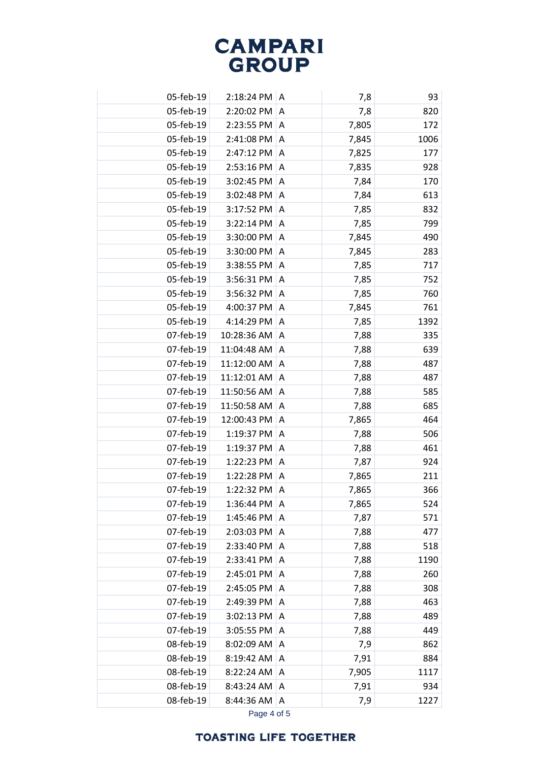| | | | | |
|---|---|---|---|---|
| 05-feb-19 | 2:18:24 PM | A | 7,8 | 93 |
| 05-feb-19 | 2:20:02 PM | A | 7,8 | 820 |
| 05-feb-19 | 2:23:55 PM | A | 7,805 | 172 |
| 05-feb-19 | 2:41:08 PM | A | 7,845 | 1006 |
| 05-feb-19 | 2:47:12 PM | A | 7,825 | 177 |
| 05-feb-19 | 2:53:16 PM | A | 7,835 | 928 |
| 05-feb-19 | 3:02:45 PM | A | 7,84 | 170 |
| 05-feb-19 | 3:02:48 PM | A | 7,84 | 613 |
| 05-feb-19 | 3:17:52 PM | A | 7,85 | 832 |
| 05-feb-19 | 3:22:14 PM | A | 7,85 | 799 |
| 05-feb-19 | 3:30:00 PM | A | 7,845 | 490 |
| 05-feb-19 | 3:30:00 PM | A | 7,845 | 283 |
| 05-feb-19 | 3:38:55 PM | A | 7,85 | 717 |
| 05-feb-19 | 3:56:31 PM | A | 7,85 | 752 |
| 05-feb-19 | 3:56:32 PM | A | 7,85 | 760 |
| 05-feb-19 | 4:00:37 PM | A | 7,845 | 761 |
| 05-feb-19 | 4:14:29 PM | A | 7,85 | 1392 |
| 07-feb-19 | 10:28:36 AM | A | 7,88 | 335 |
| 07-feb-19 | 11:04:48 AM | A | 7,88 | 639 |
| 07-feb-19 | 11:12:00 AM | A | 7,88 | 487 |
| 07-feb-19 | 11:12:01 AM | A | 7,88 | 487 |
| 07-feb-19 | 11:50:56 AM | A | 7,88 | 585 |
| 07-feb-19 | 11:50:58 AM | A | 7,88 | 685 |
| 07-feb-19 | 12:00:43 PM | A | 7,865 | 464 |
| 07-feb-19 | 1:19:37 PM | A | 7,88 | 506 |
| 07-feb-19 | 1:19:37 PM | A | 7,88 | 461 |
| 07-feb-19 | 1:22:23 PM | A | 7,87 | 924 |
| 07-feb-19 | 1:22:28 PM | A | 7,865 | 211 |
| 07-feb-19 | 1:22:32 PM | A | 7,865 | 366 |
| 07-feb-19 | 1:36:44 PM | A | 7,865 | 524 |
| 07-feb-19 | 1:45:46 PM | A | 7,87 | 571 |
| 07-feb-19 | 2:03:03 PM | A | 7,88 | 477 |
| 07-feb-19 | 2:33:40 PM | A | 7,88 | 518 |
| 07-feb-19 | 2:33:41 PM | A | 7,88 | 1190 |
| 07-feb-19 | 2:45:01 PM | A | 7,88 | 260 |
| 07-feb-19 | 2:45:05 PM | A | 7,88 | 308 |
| 07-feb-19 | 2:49:39 PM | A | 7,88 | 463 |
| 07-feb-19 | 3:02:13 PM | A | 7,88 | 489 |
| 07-feb-19 | 3:05:55 PM | A | 7,88 | 449 |
| 08-feb-19 | 8:02:09 AM | A | 7,9 | 862 |
| 08-feb-19 | 8:19:42 AM | A | 7,91 | 884 |
| 08-feb-19 | 8:22:24 AM | A | 7,905 | 1117 |
| 08-feb-19 | 8:43:24 AM | A | 7,91 | 934 |
| 08-feb-19 | 8:44:36 AM | A | 7,9 | 1227 |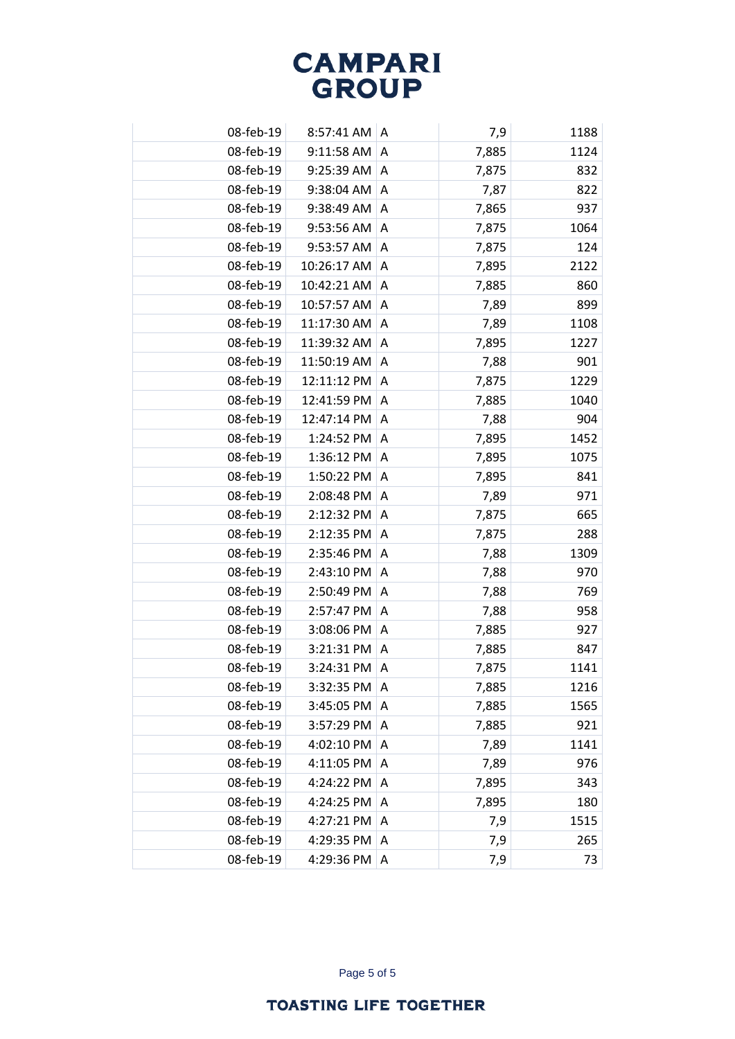**CAMPARI GROUP**

| | | | | |
|---|---|---|---|---|
| 08-feb-19 | 8:57:41 AM | A | 7,9 | 1188 |
| 08-feb-19 | 9:11:58 AM | A | 7,885 | 1124 |
| 08-feb-19 | 9:25:39 AM | A | 7,875 | 832 |
| 08-feb-19 | 9:38:04 AM | A | 7,87 | 822 |
| 08-feb-19 | 9:38:49 AM | A | 7,865 | 937 |
| 08-feb-19 | 9:53:56 AM | A | 7,875 | 1064 |
| 08-feb-19 | 9:53:57 AM | A | 7,875 | 124 |
| 08-feb-19 | 10:26:17 AM | A | 7,895 | 2122 |
| 08-feb-19 | 10:42:21 AM | A | 7,885 | 860 |
| 08-feb-19 | 10:57:57 AM | A | 7,89 | 899 |
| 08-feb-19 | 11:17:30 AM | A | 7,89 | 1108 |
| 08-feb-19 | 11:39:32 AM | A | 7,895 | 1227 |
| 08-feb-19 | 11:50:19 AM | A | 7,88 | 901 |
| 08-feb-19 | 12:11:12 PM | A | 7,875 | 1229 |
| 08-feb-19 | 12:41:59 PM | A | 7,885 | 1040 |
| 08-feb-19 | 12:47:14 PM | A | 7,88 | 904 |
| 08-feb-19 | 1:24:52 PM | A | 7,895 | 1452 |
| 08-feb-19 | 1:36:12 PM | A | 7,895 | 1075 |
| 08-feb-19 | 1:50:22 PM | A | 7,895 | 841 |
| 08-feb-19 | 2:08:48 PM | A | 7,89 | 971 |
| 08-feb-19 | 2:12:32 PM | A | 7,875 | 665 |
| 08-feb-19 | 2:12:35 PM | A | 7,875 | 288 |
| 08-feb-19 | 2:35:46 PM | A | 7,88 | 1309 |
| 08-feb-19 | 2:43:10 PM | A | 7,88 | 970 |
| 08-feb-19 | 2:50:49 PM | A | 7,88 | 769 |
| 08-feb-19 | 2:57:47 PM | A | 7,88 | 958 |
| 08-feb-19 | 3:08:06 PM | A | 7,885 | 927 |
| 08-feb-19 | 3:21:31 PM | A | 7,885 | 847 |
| 08-feb-19 | 3:24:31 PM | A | 7,875 | 1141 |
| 08-feb-19 | 3:32:35 PM | A | 7,885 | 1216 |
| 08-feb-19 | 3:45:05 PM | A | 7,885 | 1565 |
| 08-feb-19 | 3:57:29 PM | A | 7,885 | 921 |
| 08-feb-19 | 4:02:10 PM | A | 7,89 | 1141 |
| 08-feb-19 | 4:11:05 PM | A | 7,89 | 976 |
| 08-feb-19 | 4:24:22 PM | A | 7,895 | 343 |
| 08-feb-19 | 4:24:25 PM | A | 7,895 | 180 |
| 08-feb-19 | 4:27:21 PM | A | 7,9 | 1515 |
| 08-feb-19 | 4:29:35 PM | A | 7,9 | 265 |
| 08-feb-19 | 4:29:36 PM | A | 7,9 | 73 |

**TOASTING LIFE TOGETHER**